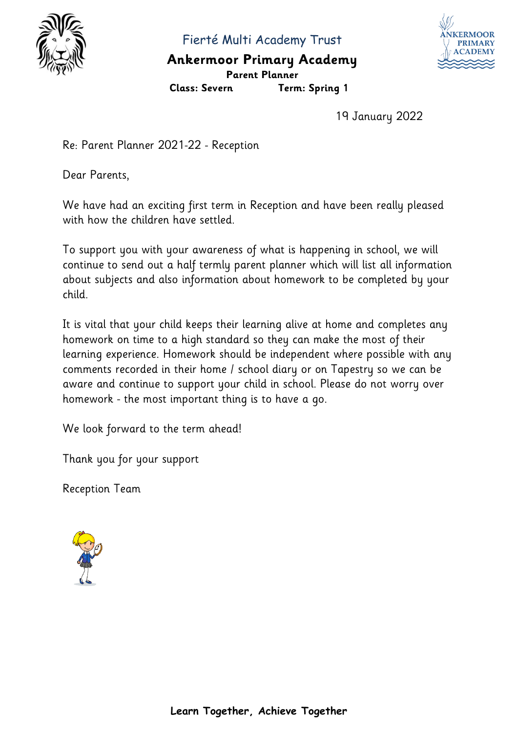Fierté Multi Academy Trust

**Ankermoor Primary Academy**

**Parent Planner**

**Class: Severn** **Term: Spring 1**

19 January 2022

Re: Parent Planner 2021-22 - Reception

Dear Parents,

We have had an exciting first term in Reception and have been really pleased with how the children have settled.

To support you with your awareness of what is happening in school, we will continue to send out a half termly parent planner which will list all information about subjects and also information about homework to be completed by your child.

It is vital that your child keeps their learning alive at home and completes any homework on time to a high standard so they can make the most of their learning experience. Homework should be independent where possible with any comments recorded in their home / school diary or on Tapestry so we can be aware and continue to support your child in school. Please do not worry over homework - the most important thing is to have a go.

We look forward to the term ahead!

Thank you for your support

Reception Team

**Learn Together, Achieve Together**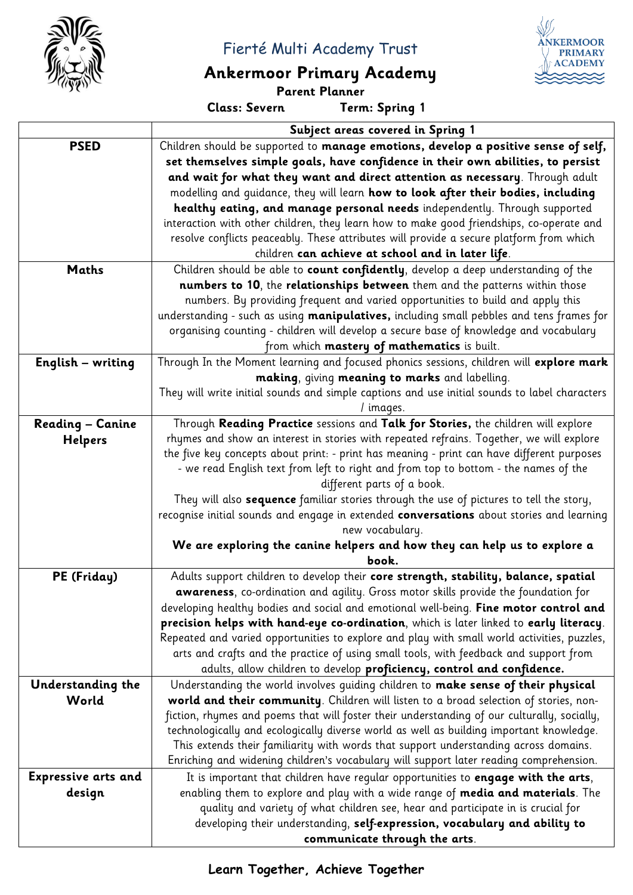# Fierté Multi Academy Trust

## Ankermoor Primary Academy

**Parent Planner**

**Class: Severn** **Term: Spring 1**

| | Subject areas covered in Spring 1 |
|---|---|
| **PSED** | Children should be supported to **manage emotions, develop a positive sense of self, set themselves simple goals, have confidence in their own abilities, to persist and wait for what they want and direct attention as necessary**. Through adult modelling and guidance, they will learn **how to look after their bodies, including healthy eating, and manage personal needs** independently. Through supported interaction with other children, they learn how to make good friendships, co-operate and resolve conflicts peaceably. These attributes will provide a secure platform from which children **can achieve at school and in later life**. |
| **Maths** | Children should be able to **count confidently**, develop a deep understanding of the **numbers to 10**, the **relationships between** them and the patterns within those numbers. By providing frequent and varied opportunities to build and apply this understanding - such as using **manipulatives,** including small pebbles and tens frames for organising counting - children will develop a secure base of knowledge and vocabulary from which **mastery of mathematics** is built. |
| **English – writing** | Through In the Moment learning and focused phonics sessions, children will **explore mark making**, giving **meaning to marks** and labelling. They will write initial sounds and simple captions and use initial sounds to label characters / images. |
| **Reading – Canine Helpers** | Through **Reading Practice** sessions and **Talk for Stories,** the children will explore rhymes and show an interest in stories with repeated refrains. Together, we will explore the five key concepts about print: - print has meaning - print can have different purposes - we read English text from left to right and from top to bottom - the names of the different parts of a book. They will also **sequence** familiar stories through the use of pictures to tell the story, recognise initial sounds and engage in extended **conversations** about stories and learning new vocabulary. **We are exploring the canine helpers and how they can help us to explore a book.** |
| **PE (Friday)** | Adults support children to develop their **core strength, stability, balance, spatial awareness**, co-ordination and agility. Gross motor skills provide the foundation for developing healthy bodies and social and emotional well-being. **Fine motor control and precision helps with hand-eye co-ordination**, which is later linked to **early literacy**. Repeated and varied opportunities to explore and play with small world activities, puzzles, arts and crafts and the practice of using small tools, with feedback and support from adults, allow children to develop **proficiency, control and confidence.** |
| **Understanding the World** | Understanding the world involves guiding children to **make sense of their physical world and their community**. Children will listen to a broad selection of stories, non-fiction, rhymes and poems that will foster their understanding of our culturally, socially, technologically and ecologically diverse world as well as building important knowledge. This extends their familiarity with words that support understanding across domains. Enriching and widening children's vocabulary will support later reading comprehension. |
| **Expressive arts and design** | It is important that children have regular opportunities to **engage with the arts**, enabling them to explore and play with a wide range of **media and materials**. The quality and variety of what children see, hear and participate in is crucial for developing their understanding, **self-expression, vocabulary and ability to communicate through the arts**. |

**Learn Together, Achieve Together**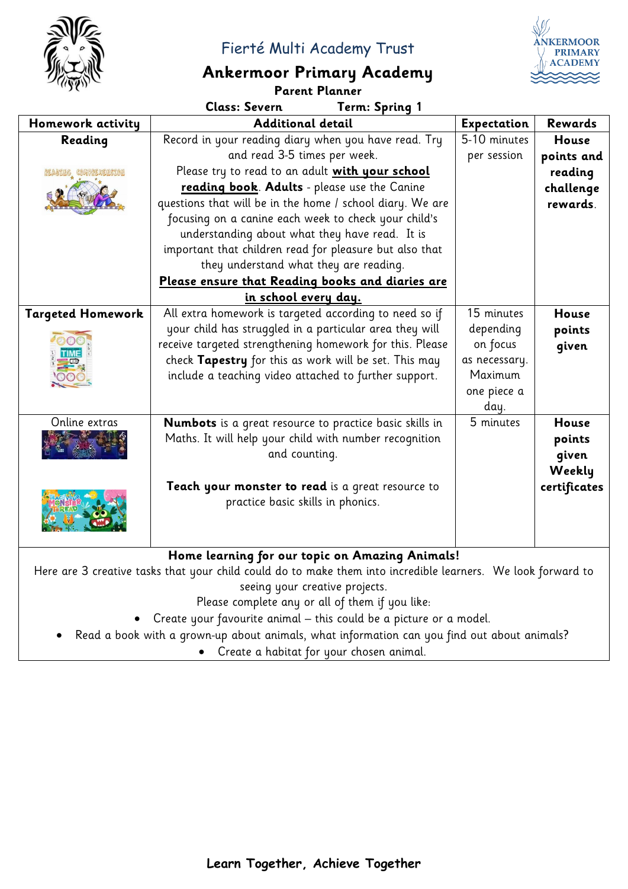Fierté Multi Academy Trust

# Ankermoor Primary Academy

**Parent Planner**

**Class: Severn** **Term: Spring 1**

| Homework activity | Additional detail | Expectation | Rewards |
|---|---|---|---|
| **Reading** | Record in your reading diary when you have read. Try and read 3-5 times per week. Please try to read to an adult **with your school reading book**. **Adults** - please use the Canine questions that will be in the home / school diary. We are focusing on a canine each week to check your child's understanding about what they have read. It is important that children read for pleasure but also that they understand what they are reading. **Please ensure that Reading books and diaries are in school every day.** | 5-10 minutes per session | **House points and reading challenge rewards.** |
| **Targeted Homework** | All extra homework is targeted according to need so if your child has struggled in a particular area they will receive targeted strengthening homework for this. Please check **Tapestry** for this as work will be set. This may include a teaching video attached to further support. | 15 minutes depending on focus as necessary. Maximum one piece a day. | **House points given** |
| Online extras | **Numbots** is a great resource to practice basic skills in Maths. It will help your child with number recognition and counting. **Teach your monster to read** is a great resource to practice basic skills in phonics. | 5 minutes | **House points given Weekly certificates** |

**Home learning for our topic on Amazing Animals!**

Here are 3 creative tasks that your child could do to make them into incredible learners. We look forward to seeing your creative projects.

Please complete any or all of them if you like:

- Create your favourite animal – this could be a picture or a model.
- Read a book with a grown-up about animals, what information can you find out about animals?
- Create a habitat for your chosen animal.

**Learn Together, Achieve Together**